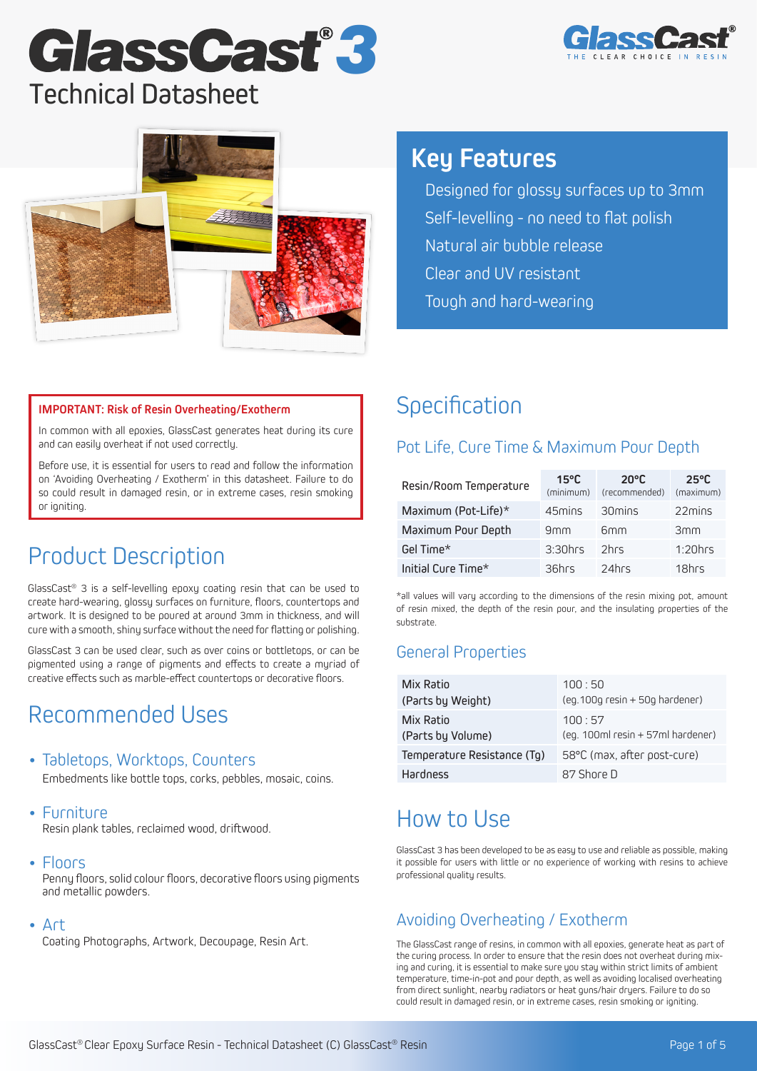# GlassCast® 3

## Technical Datasheet

## Key Features

- Designed for glossy surfaces up to 3mm
- Self-levelling - no need to flat polish
- Natural air bubble release
- Clear and UV resistant
- Tough and hard-wearing

**IMPORTANT: Risk of Resin Overheating/Exotherm**

In common with all epoxies, GlassCast generates heat during its cure and can easily overheat if not used correctly.

Before use, it is essential for users to read and follow the information on 'Avoiding Overheating / Exotherm' in this datasheet. Failure to do so could result in damaged resin, or in extreme cases, resin smoking or igniting.

## Product Description

GlassCast® 3 is a self-levelling epoxy coating resin that can be used to create hard-wearing, glossy surfaces on furniture, floors, countertops and artwork. It is designed to be poured at around 3mm in thickness, and will cure with a smooth, shiny surface without the need for flatting or polishing.

GlassCast 3 can be used clear, such as over coins or bottletops, or can be pigmented using a range of pigments and effects to create a myriad of creative effects such as marble-effect countertops or decorative floors.

## Recommended Uses

- **Tabletops, Worktops, Counters**
  Embedments like bottle tops, corks, pebbles, mosaic, coins.
- **Furniture**
  Resin plank tables, reclaimed wood, driftwood.
- **Floors**
  Penny floors, solid colour floors, decorative floors using pigments and metallic powders.
- **Art**
  Coating Photographs, Artwork, Decoupage, Resin Art.

## Specification

### Pot Life, Cure Time & Maximum Pour Depth

| Resin/Room Temperature | 15°C (minimum) | 20°C (recommended) | 25°C (maximum) |
|---|---|---|---|
| Maximum (Pot-Life)* | 45mins | 30mins | 22mins |
| Maximum Pour Depth | 9mm | 6mm | 3mm |
| Gel Time* | 3:30hrs | 2hrs | 1:20hrs |
| Initial Cure Time* | 36hrs | 24hrs | 18hrs |

*all values will vary according to the dimensions of the resin mixing pot, amount of resin mixed, the depth of the resin pour, and the insulating properties of the substrate.

### General Properties

| | |
|---|---|
| Mix Ratio (Parts by Weight) | 100 : 50 (eg.100g resin + 50g hardener) |
| Mix Ratio (Parts by Volume) | 100 : 57 (eg. 100ml resin + 57ml hardener) |
| Temperature Resistance (Tg) | 58°C (max, after post-cure) |
| Hardness | 87 Shore D |

## How to Use

GlassCast 3 has been developed to be as easy to use and reliable as possible, making it possible for users with little or no experience of working with resins to achieve professional quality results.

### Avoiding Overheating / Exotherm

The GlassCast range of resins, in common with all epoxies, generate heat as part of the curing process. In order to ensure that the resin does not overheat during mixing and curing, it is essential to make sure you stay within strict limits of ambient temperature, time-in-pot and pour depth, as well as avoiding localised overheating from direct sunlight, nearby radiators or heat guns/hair dryers. Failure to do so could result in damaged resin, or in extreme cases, resin smoking or igniting.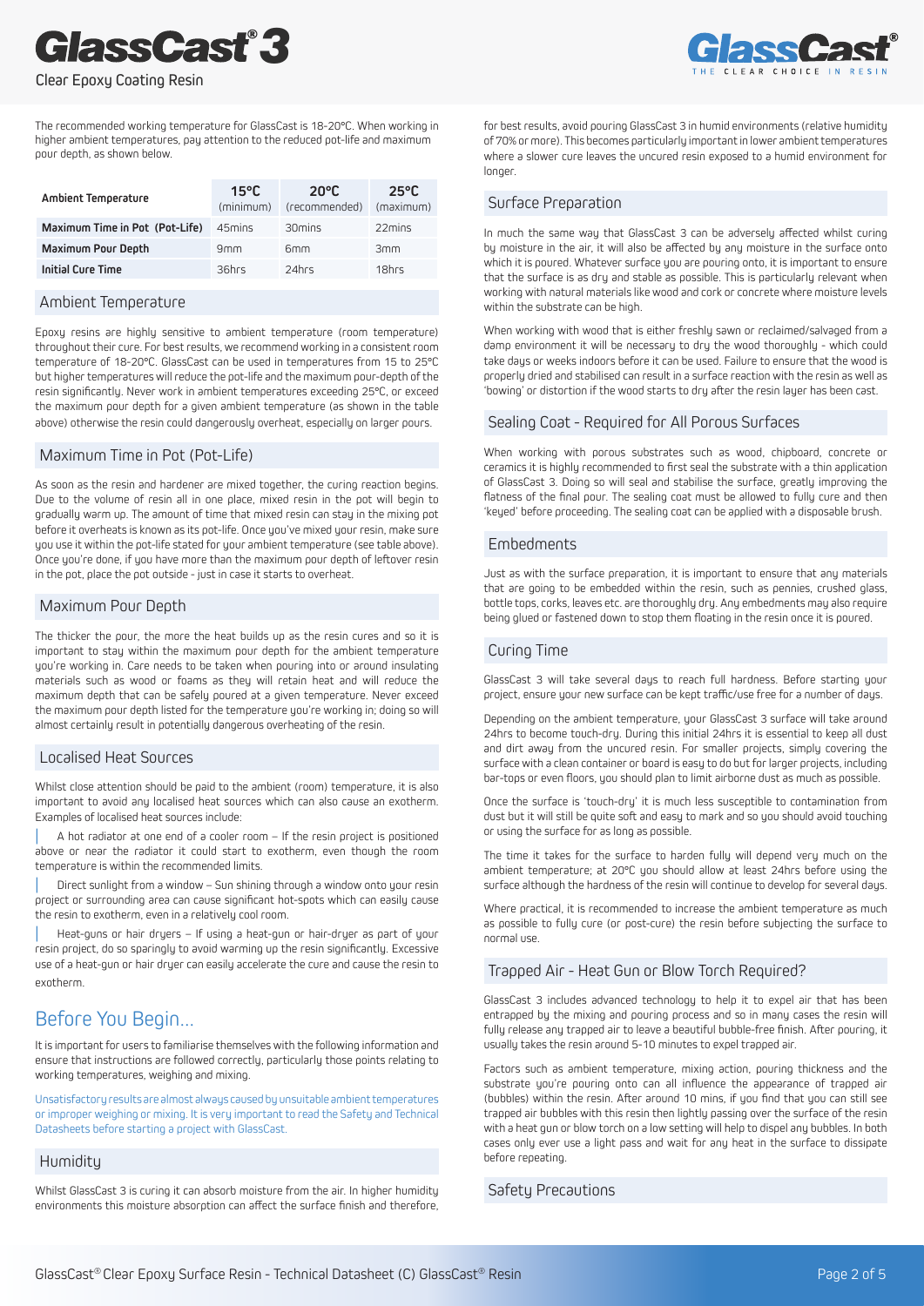The recommended working temperature for GlassCast is 18-20°C. When working in higher ambient temperatures, pay attention to the reduced pot-life and maximum pour depth, as shown below.

| Ambient Temperature | 15°C (minimum) | 20°C (recommended) | 25°C (maximum) |
|---|---|---|---|
| **Maximum Time in Pot (Pot-Life)** | 45mins | 30mins | 22mins |
| **Maximum Pour Depth** | 9mm | 6mm | 3mm |
| **Initial Cure Time** | 36hrs | 24hrs | 18hrs |

## Ambient Temperature

Epoxy resins are highly sensitive to ambient temperature (room temperature) throughout their cure. For best results, we recommend working in a consistent room temperature of 18-20°C. GlassCast can be used in temperatures from 15 to 25°C but higher temperatures will reduce the pot-life and the maximum pour-depth of the resin significantly. Never work in ambient temperatures exceeding 25°C, or exceed the maximum pour depth for a given ambient temperature (as shown in the table above) otherwise the resin could dangerously overheat, especially on larger pours.

## Maximum Time in Pot (Pot-Life)

As soon as the resin and hardener are mixed together, the curing reaction begins. Due to the volume of resin all in one place, mixed resin in the pot will begin to gradually warm up. The amount of time that mixed resin can stay in the mixing pot before it overheats is known as its pot-life. Once you've mixed your resin, make sure you use it within the pot-life stated for your ambient temperature (see table above). Once you're done, if you have more than the maximum pour depth of leftover resin in the pot, place the pot outside - just in case it starts to overheat.

## Maximum Pour Depth

The thicker the pour, the more the heat builds up as the resin cures and so it is important to stay within the maximum pour depth for the ambient temperature you're working in. Care needs to be taken when pouring into or around insulating materials such as wood or foams as they will retain heat and will reduce the maximum depth that can be safely poured at a given temperature. Never exceed the maximum pour depth listed for the temperature you're working in; doing so will almost certainly result in potentially dangerous overheating of the resin.

## Localised Heat Sources

Whilst close attention should be paid to the ambient (room) temperature, it is also important to avoid any localised heat sources which can also cause an exotherm. Examples of localised heat sources include:

- A hot radiator at one end of a cooler room – If the resin project is positioned above or near the radiator it could start to exotherm, even though the room temperature is within the recommended limits.
- Direct sunlight from a window – Sun shining through a window onto your resin project or surrounding area can cause significant hot-spots which can easily cause the resin to exotherm, even in a relatively cool room.
- Heat-guns or hair dryers – If using a heat-gun or hair-dryer as part of your resin project, do so sparingly to avoid warming up the resin significantly. Excessive use of a heat-gun or hair dryer can easily accelerate the cure and cause the resin to exotherm.

# Before You Begin...

It is important for users to familiarise themselves with the following information and ensure that instructions are followed correctly, particularly those points relating to working temperatures, weighing and mixing.

Unsatisfactory results are almost always caused by unsuitable ambient temperatures or improper weighing or mixing. It is very important to read the Safety and Technical Datasheets before starting a project with GlassCast.

## Humidity

Whilst GlassCast 3 is curing it can absorb moisture from the air. In higher humidity environments this moisture absorption can affect the surface finish and therefore, for best results, avoid pouring GlassCast 3 in humid environments (relative humidity of 70% or more). This becomes particularly important in lower ambient temperatures where a slower cure leaves the uncured resin exposed to a humid environment for longer.

## Surface Preparation

In much the same way that GlassCast 3 can be adversely affected whilst curing by moisture in the air, it will also be affected by any moisture in the surface onto which it is poured. Whatever surface you are pouring onto, it is important to ensure that the surface is as dry and stable as possible. This is particularly relevant when working with natural materials like wood and cork or concrete where moisture levels within the substrate can be high.

When working with wood that is either freshly sawn or reclaimed/salvaged from a damp environment it will be necessary to dry the wood thoroughly - which could take days or weeks indoors before it can be used. Failure to ensure that the wood is properly dried and stabilised can result in a surface reaction with the resin as well as 'bowing' or distortion if the wood starts to dry after the resin layer has been cast.

## Sealing Coat - Required for All Porous Surfaces

When working with porous substrates such as wood, chipboard, concrete or ceramics it is highly recommended to first seal the substrate with a thin application of GlassCast 3. Doing so will seal and stabilise the surface, greatly improving the flatness of the final pour. The sealing coat must be allowed to fully cure and then 'keyed' before proceeding. The sealing coat can be applied with a disposable brush.

## Embedments

Just as with the surface preparation, it is important to ensure that any materials that are going to be embedded within the resin, such as pennies, crushed glass, bottle tops, corks, leaves etc. are thoroughly dry. Any embedments may also require being glued or fastened down to stop them floating in the resin once it is poured.

## Curing Time

GlassCast 3 will take several days to reach full hardness. Before starting your project, ensure your new surface can be kept traffic/use free for a number of days.

Depending on the ambient temperature, your GlassCast 3 surface will take around 24hrs to become touch-dry. During this initial 24hrs it is essential to keep all dust and dirt away from the uncured resin. For smaller projects, simply covering the surface with a clean container or board is easy to do but for larger projects, including bar-tops or even floors, you should plan to limit airborne dust as much as possible.

Once the surface is 'touch-dry' it is much less susceptible to contamination from dust but it will still be quite soft and easy to mark and so you should avoid touching or using the surface for as long as possible.

The time it takes for the surface to harden fully will depend very much on the ambient temperature; at 20°C you should allow at least 24hrs before using the surface although the hardness of the resin will continue to develop for several days.

Where practical, it is recommended to increase the ambient temperature as much as possible to fully cure (or post-cure) the resin before subjecting the surface to normal use.

## Trapped Air - Heat Gun or Blow Torch Required?

GlassCast 3 includes advanced technology to help it to expel air that has been entrapped by the mixing and pouring process and so in many cases the resin will fully release any trapped air to leave a beautiful bubble-free finish. After pouring, it usually takes the resin around 5-10 minutes to expel trapped air.

Factors such as ambient temperature, mixing action, pouring thickness and the substrate you're pouring onto can all influence the appearance of trapped air (bubbles) within the resin. After around 10 mins, if you find that you can still see trapped air bubbles with this resin then lightly passing over the surface of the resin with a heat gun or blow torch on a low setting will help to dispel any bubbles. In both cases only ever use a light pass and wait for any heat in the surface to dissipate before repeating.

## Safety Precautions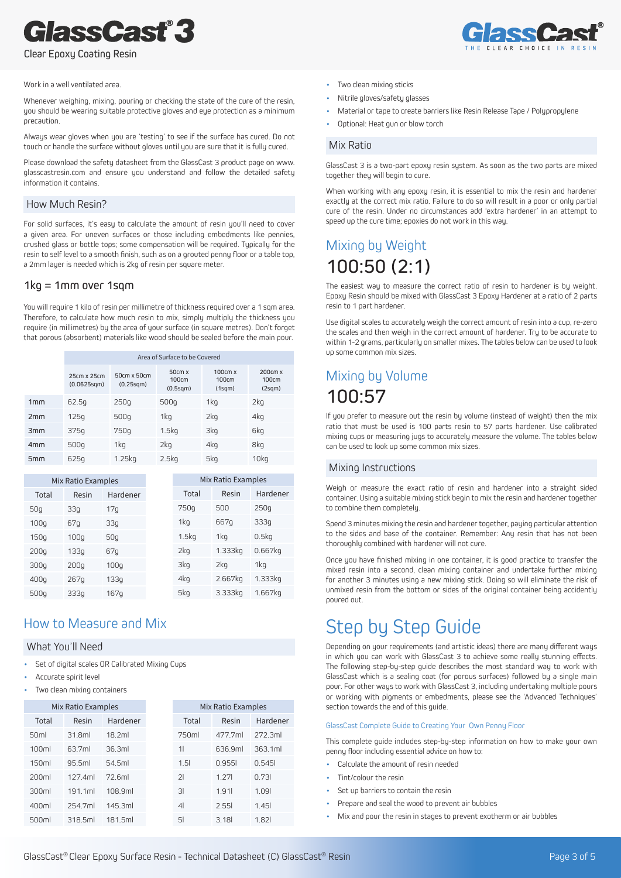Work in a well ventilated area.

Whenever weighing, mixing, pouring or checking the state of the cure of the resin, you should be wearing suitable protective gloves and eye protection as a minimum precaution.

Always wear gloves when you are 'testing' to see if the surface has cured. Do not touch or handle the surface without gloves until you are sure that it is fully cured.

Please download the safety datasheet from the GlassCast 3 product page on www.glasscastresin.com and ensure you understand and follow the detailed safety information it contains.

## How Much Resin?

For solid surfaces, it's easy to calculate the amount of resin you'll need to cover a given area. For uneven surfaces or those including embedments like pennies, crushed glass or bottle tops; some compensation will be required. Typically for the resin to self level to a smooth finish, such as on a grouted penny floor or a table top, a 2mm layer is needed which is 2kg of resin per square meter.

### 1kg = 1mm over 1sqm

You will require 1 kilo of resin per millimetre of thickness required over a 1 sqm area. Therefore, to calculate how much resin to mix, simply multiply the thickness you require (in millimetres) by the area of your surface (in square metres). Don't forget that porous (absorbent) materials like wood should be sealed before the main pour.

| | Area of Surface to be Covered | | | | |
|---|---|---|---|---|---|
| | 25cm x 25cm (0.0625sqm) | 50cm x 50cm (0.25sqm) | 50cm x 100cm (0.5sqm) | 100cm x 100cm (1sqm) | 200cm x 100cm (2sqm) |
| 1mm | 62.5g | 250g | 500g | 1kg | 2kg |
| 2mm | 125g | 500g | 1kg | 2kg | 4kg |
| 3mm | 375g | 750g | 1.5kg | 3kg | 6kg |
| 4mm | 500g | 1kg | 2kg | 4kg | 8kg |
| 5mm | 625g | 1.25kg | 2.5kg | 5kg | 10kg |

| Mix Ratio Examples | | |
|---|---|---|
| Total | Resin | Hardener |
| 50g | 33g | 17g |
| 100g | 67g | 33g |
| 150g | 100g | 50g |
| 200g | 133g | 67g |
| 300g | 200g | 100g |
| 400g | 267g | 133g |
| 500g | 333g | 167g |

| Mix Ratio Examples | | |
|---|---|---|
| Total | Resin | Hardener |
| 750g | 500 | 250g |
| 1kg | 667g | 333g |
| 1.5kg | 1kg | 0.5kg |
| 2kg | 1.333kg | 0.667kg |
| 3kg | 2kg | 1kg |
| 4kg | 2.667kg | 1.333kg |
| 5kg | 3.333kg | 1.667kg |

## How to Measure and Mix

### What You'll Need

- Set of digital scales OR Calibrated Mixing Cups
- Accurate spirit level
- Two clean mixing containers

| Mix Ratio Examples | | |
|---|---|---|
| Total | Resin | Hardener |
| 50ml | 31.8ml | 18.2ml |
| 100ml | 63.7ml | 36.3ml |
| 150ml | 95.5ml | 54.5ml |
| 200ml | 127.4ml | 72.6ml |
| 300ml | 191.1ml | 108.9ml |
| 400ml | 254.7ml | 145.3ml |
| 500ml | 318.5ml | 181.5ml |

| Mix Ratio Examples | | |
|---|---|---|
| Total | Resin | Hardener |
| 750ml | 477.7ml | 272.3ml |
| 1l | 636.9ml | 363.1ml |
| 1.5l | 0.955l | 0.545l |
| 2l | 1.27l | 0.73l |
| 3l | 1.91l | 1.09l |
| 4l | 2.55l | 1.45l |
| 5l | 3.18l | 1.82l |

- Two clean mixing sticks
- Nitrile gloves/safety glasses
- Material or tape to create barriers like Resin Release Tape / Polypropylene
- Optional: Heat gun or blow torch

### Mix Ratio

GlassCast 3 is a two-part epoxy resin system. As soon as the two parts are mixed together they will begin to cure.

When working with any epoxy resin, it is essential to mix the resin and hardener exactly at the correct mix ratio. Failure to do so will result in a poor or only partial cure of the resin. Under no circumstances add 'extra hardener' in an attempt to speed up the cure time; epoxies do not work in this way.

## Mixing by Weight

### 100:50 (2:1)

The easiest way to measure the correct ratio of resin to hardener is by weight. Epoxy Resin should be mixed with GlassCast 3 Epoxy Hardener at a ratio of 2 parts resin to 1 part hardener.

Use digital scales to accurately weigh the correct amount of resin into a cup, re-zero the scales and then weigh in the correct amount of hardener. Try to be accurate to within 1-2 grams, particularly on smaller mixes. The tables below can be used to look up some common mix sizes.

## Mixing by Volume

### 100:57

If you prefer to measure out the resin by volume (instead of weight) then the mix ratio that must be used is 100 parts resin to 57 parts hardener. Use calibrated mixing cups or measuring jugs to accurately measure the volume. The tables below can be used to look up some common mix sizes.

### Mixing Instructions

Weigh or measure the exact ratio of resin and hardener into a straight sided container. Using a suitable mixing stick begin to mix the resin and hardener together to combine them completely.

Spend 3 minutes mixing the resin and hardener together, paying particular attention to the sides and base of the container. Remember: Any resin that has not been thoroughly combined with hardener will not cure.

Once you have finished mixing in one container, it is good practice to transfer the mixed resin into a second, clean mixing container and undertake further mixing for another 3 minutes using a new mixing stick. Doing so will eliminate the risk of unmixed resin from the bottom or sides of the original container being accidently poured out.

# Step by Step Guide

Depending on your requirements (and artistic ideas) there are many different ways in which you can work with GlassCast 3 to achieve some really stunning effects. The following step-by-step guide describes the most standard way to work with GlassCast which is a sealing coat (for porous surfaces) followed by a single main pour. For other ways to work with GlassCast 3, including undertaking multiple pours or working with pigments or embedments, please see the 'Advanced Techniques' section towards the end of this guide.

GlassCast Complete Guide to Creating Your Own Penny Floor

This complete guide includes step-by-step information on how to make your own penny floor including essential advice on how to:

- Calculate the amount of resin needed
- Tint/colour the resin
- Set up barriers to contain the resin
- Prepare and seal the wood to prevent air bubbles
- Mix and pour the resin in stages to prevent exotherm or air bubbles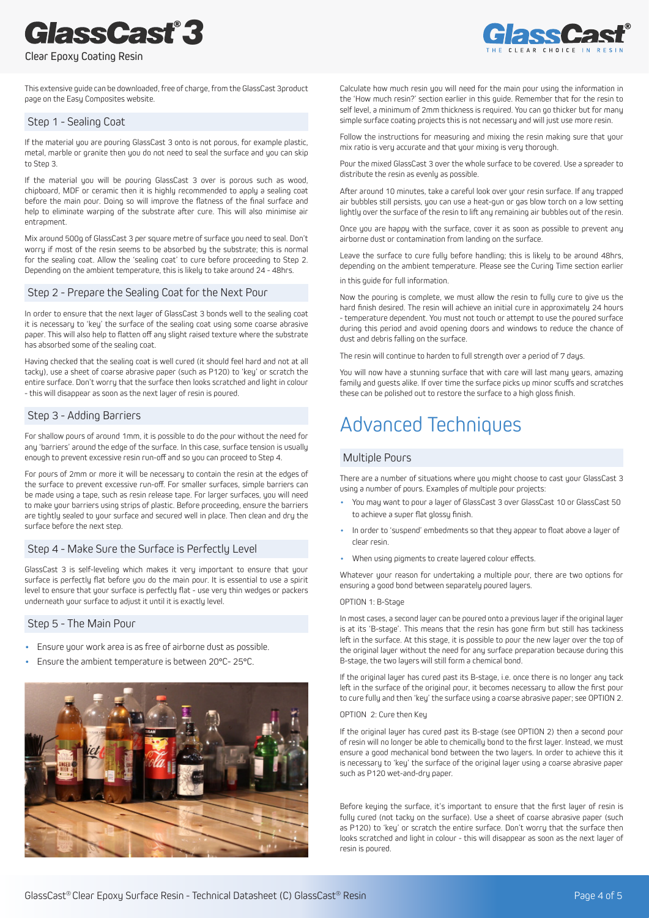This extensive guide can be downloaded, free of charge, from the GlassCast 3product page on the Easy Composites website.

### Step 1 - Sealing Coat

If the material you are pouring GlassCast 3 onto is not porous, for example plastic, metal, marble or granite then you do not need to seal the surface and you can skip to Step 3.

If the material you will be pouring GlassCast 3 over is porous such as wood, chipboard, MDF or ceramic then it is highly recommended to apply a sealing coat before the main pour. Doing so will improve the flatness of the final surface and help to eliminate warping of the substrate after cure. This will also minimise air entrapment.

Mix around 500g of GlassCast 3 per square metre of surface you need to seal. Don't worry if most of the resin seems to be absorbed by the substrate; this is normal for the sealing coat. Allow the 'sealing coat' to cure before proceeding to Step 2. Depending on the ambient temperature, this is likely to take around 24 - 48hrs.

### Step 2 - Prepare the Sealing Coat for the Next Pour

In order to ensure that the next layer of GlassCast 3 bonds well to the sealing coat it is necessary to 'key' the surface of the sealing coat using some coarse abrasive paper. This will also help to flatten off any slight raised texture where the substrate has absorbed some of the sealing coat.

Having checked that the sealing coat is well cured (it should feel hard and not at all tacky), use a sheet of coarse abrasive paper (such as P120) to 'key' or scratch the entire surface. Don't worry that the surface then looks scratched and light in colour - this will disappear as soon as the next layer of resin is poured.

### Step 3 - Adding Barriers

For shallow pours of around 1mm, it is possible to do the pour without the need for any 'barriers' around the edge of the surface. In this case, surface tension is usually enough to prevent excessive resin run-off and so you can proceed to Step 4.

For pours of 2mm or more it will be necessary to contain the resin at the edges of the surface to prevent excessive run-off. For smaller surfaces, simple barriers can be made using a tape, such as resin release tape. For larger surfaces, you will need to make your barriers using strips of plastic. Before proceeding, ensure the barriers are tightly sealed to your surface and secured well in place. Then clean and dry the surface before the next step.

### Step 4 - Make Sure the Surface is Perfectly Level

GlassCast 3 is self-leveling which makes it very important to ensure that your surface is perfectly flat before you do the main pour. It is essential to use a spirit level to ensure that your surface is perfectly flat - use very thin wedges or packers underneath your surface to adjust it until it is exactly level.

### Step 5 - The Main Pour

- Ensure your work area is as free of airborne dust as possible.
- Ensure the ambient temperature is between 20°C- 25°C.

Calculate how much resin you will need for the main pour using the information in the 'How much resin?' section earlier in this guide. Remember that for the resin to self level, a minimum of 2mm thickness is required. You can go thicker but for many simple surface coating projects this is not necessary and will just use more resin.

Follow the instructions for measuring and mixing the resin making sure that your mix ratio is very accurate and that your mixing is very thorough.

Pour the mixed GlassCast 3 over the whole surface to be covered. Use a spreader to distribute the resin as evenly as possible.

After around 10 minutes, take a careful look over your resin surface. If any trapped air bubbles still persists, you can use a heat-gun or gas blow torch on a low setting lightly over the surface of the resin to lift any remaining air bubbles out of the resin.

Once you are happy with the surface, cover it as soon as possible to prevent any airborne dust or contamination from landing on the surface.

Leave the surface to cure fully before handling; this is likely to be around 48hrs, depending on the ambient temperature. Please see the Curing Time section earlier in this guide for full information.

Now the pouring is complete, we must allow the resin to fully cure to give us the hard finish desired. The resin will achieve an initial cure in approximately 24 hours - temperature dependent. You must not touch or attempt to use the poured surface during this period and avoid opening doors and windows to reduce the chance of dust and debris falling on the surface.

The resin will continue to harden to full strength over a period of 7 days.

You will now have a stunning surface that with care will last many years, amazing family and guests alike. If over time the surface picks up minor scuffs and scratches these can be polished out to restore the surface to a high gloss finish.

## Advanced Techniques

### Multiple Pours

There are a number of situations where you might choose to cast your GlassCast 3 using a number of pours. Examples of multiple pour projects:

- You may want to pour a layer of GlassCast 3 over GlassCast 10 or GlassCast 50 to achieve a super flat glossy finish.
- In order to 'suspend' embedments so that they appear to float above a layer of clear resin.
- When using pigments to create layered colour effects.

Whatever your reason for undertaking a multiple pour, there are two options for ensuring a good bond between separately poured layers.

OPTION 1: B-Stage

In most cases, a second layer can be poured onto a previous layer if the original layer is at its 'B-stage'. This means that the resin has gone firm but still has tackiness left in the surface. At this stage, it is possible to pour the new layer over the top of the original layer without the need for any surface preparation because during this B-stage, the two layers will still form a chemical bond.

If the original layer has cured past its B-stage, i.e. once there is no longer any tack left in the surface of the original pour, it becomes necessary to allow the first pour to cure fully and then 'key' the surface using a coarse abrasive paper; see OPTION 2.

OPTION 2: Cure then Key

If the original layer has cured past its B-stage (see OPTION 2) then a second pour of resin will no longer be able to chemically bond to the first layer. Instead, we must ensure a good mechanical bond between the two layers. In order to achieve this it is necessary to 'key' the surface of the original layer using a coarse abrasive paper such as P120 wet-and-dry paper.

Before keying the surface, it's important to ensure that the first layer of resin is fully cured (not tacky on the surface). Use a sheet of coarse abrasive paper (such as P120) to 'key' or scratch the entire surface. Don't worry that the surface then looks scratched and light in colour - this will disappear as soon as the next layer of resin is poured.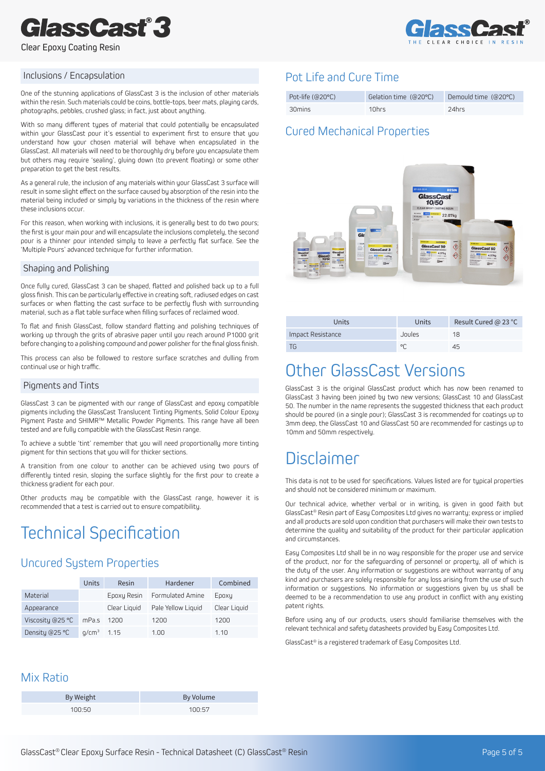## Inclusions / Encapsulation

One of the stunning applications of GlassCast 3 is the inclusion of other materials within the resin. Such materials could be coins, bottle-tops, beer mats, playing cards, photographs, pebbles, crushed glass; in fact, just about anything.

With so many different types of material that could potentially be encapsulated within your GlassCast pour it's essential to experiment first to ensure that you understand how your chosen material will behave when encapsulated in the GlassCast. All materials will need to be thoroughly dry before you encapsulate them but others may require 'sealing', gluing down (to prevent floating) or some other preparation to get the best results.

As a general rule, the inclusion of any materials within your GlassCast 3 surface will result in some slight effect on the surface caused by absorption of the resin into the material being included or simply by variations in the thickness of the resin where these inclusions occur.

For this reason, when working with inclusions, it is generally best to do two pours; the first is your main pour and will encapsulate the inclusions completely, the second pour is a thinner pour intended simply to leave a perfectly flat surface. See the 'Multiple Pours' advanced technique for further information.

## Shaping and Polishing

Once fully cured, GlassCast 3 can be shaped, flatted and polished back up to a full gloss finish. This can be particularly effective in creating soft, radiused edges on cast surfaces or when flatting the cast surface to be perfectly flush with surrounding material, such as a flat table surface when filling surfaces of reclaimed wood.

To flat and finish GlassCast, follow standard flatting and polishing techniques of working up through the grits of abrasive paper until you reach around P1000 grit before changing to a polishing compound and power polisher for the final gloss finish.

This process can also be followed to restore surface scratches and dulling from continual use or high traffic.

## Pigments and Tints

GlassCast 3 can be pigmented with our range of GlassCast and epoxy compatible pigments including the GlassCast Translucent Tinting Pigments, Solid Colour Epoxy Pigment Paste and SHIMR™ Metallic Powder Pigments. This range have all been tested and are fully compatible with the GlassCast Resin range.

To achieve a subtle 'tint' remember that you will need proportionally more tinting pigment for thin sections that you will for thicker sections.

A transition from one colour to another can be achieved using two pours of differently tinted resin, sloping the surface slightly for the first pour to create a thickness gradient for each pour.

Other products may be compatible with the GlassCast range, however it is recommended that a test is carried out to ensure compatibility.

# Technical Specification

## Uncured System Properties

| | Units | Resin | Hardener | Combined |
|---|---|---|---|---|
| Material | | Epoxy Resin | Formulated Amine | Epoxy |
| Appearance | | Clear Liquid | Pale Yellow Liquid | Clear Liquid |
| Viscosity @25 °C | mPa.s | 1200 | 1200 | 1200 |
| Density @25 °C | g/cm³ | 1.15 | 1.00 | 1.10 |

## Mix Ratio

| By Weight | By Volume |
|---|---|
| 100:50 | 100:57 |

## Pot Life and Cure Time

| Pot-life (@20°C) | Gelation time (@20°C) | Demould time (@20°C) |
|---|---|---|
| 30mins | 10hrs | 24hrs |

## Cured Mechanical Properties

| Units | Units | Result Cured @ 23 °C |
|---|---|---|
| Impact Resistance | Joules | 18 |
| TG | °C | 45 |

# Other GlassCast Versions

GlassCast 3 is the original GlassCast product which has now been renamed to GlassCast 3 having been joined by two new versions; GlassCast 10 and GlassCast 50. The number in the name represents the suggested thickness that each product should be poured (in a single pour); GlassCast 3 is recommended for coatings up to 3mm deep, the GlassCast 10 and GlassCast 50 are recommended for castings up to 10mm and 50mm respectively.

# Disclaimer

This data is not to be used for specifications. Values listed are for typical properties and should not be considered minimum or maximum.

Our technical advice, whether verbal or in writing, is given in good faith but GlassCast® Resin part of Easy Composites Ltd gives no warranty; express or implied and all products are sold upon condition that purchasers will make their own tests to determine the quality and suitability of the product for their particular application and circumstances.

Easy Composites Ltd shall be in no way responsible for the proper use and service of the product, nor for the safeguarding of personnel or property, all of which is the duty of the user. Any information or suggestions are without warranty of any kind and purchasers are solely responsible for any loss arising from the use of such information or suggestions. No information or suggestions given by us shall be deemed to be a recommendation to use any product in conflict with any existing patent rights.

Before using any of our products, users should familiarise themselves with the relevant technical and safety datasheets provided by Easy Composites Ltd.

GlassCast® is a registered trademark of Easy Composites Ltd.